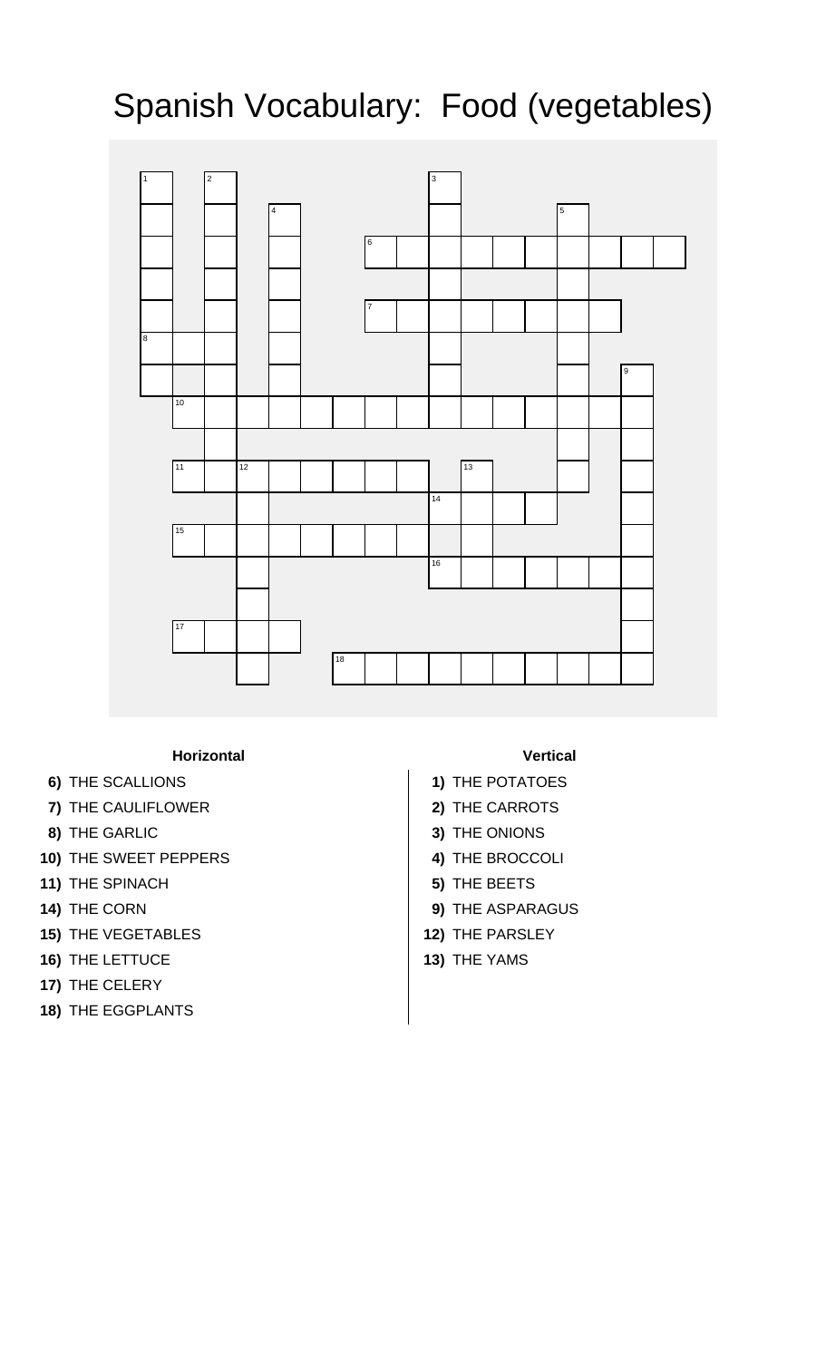# Spanish Vocabulary: Food (vegetables)

### Horizontal

**6)** THE SCALLIONS

**7)** THE CAULIFLOWER

**8)** THE GARLIC

**10)** THE SWEET PEPPERS

**11)** THE SPINACH

**14)** THE CORN

**15)** THE VEGETABLES

**16)** THE LETTUCE

**17)** THE CELERY

**18)** THE EGGPLANTS

### Vertical

**1)** THE POTATOES

**2)** THE CARROTS

**3)** THE ONIONS

**4)** THE BROCCOLI

**5)** THE BEETS

**9)** THE ASPARAGUS

**12)** THE PARSLEY

**13)** THE YAMS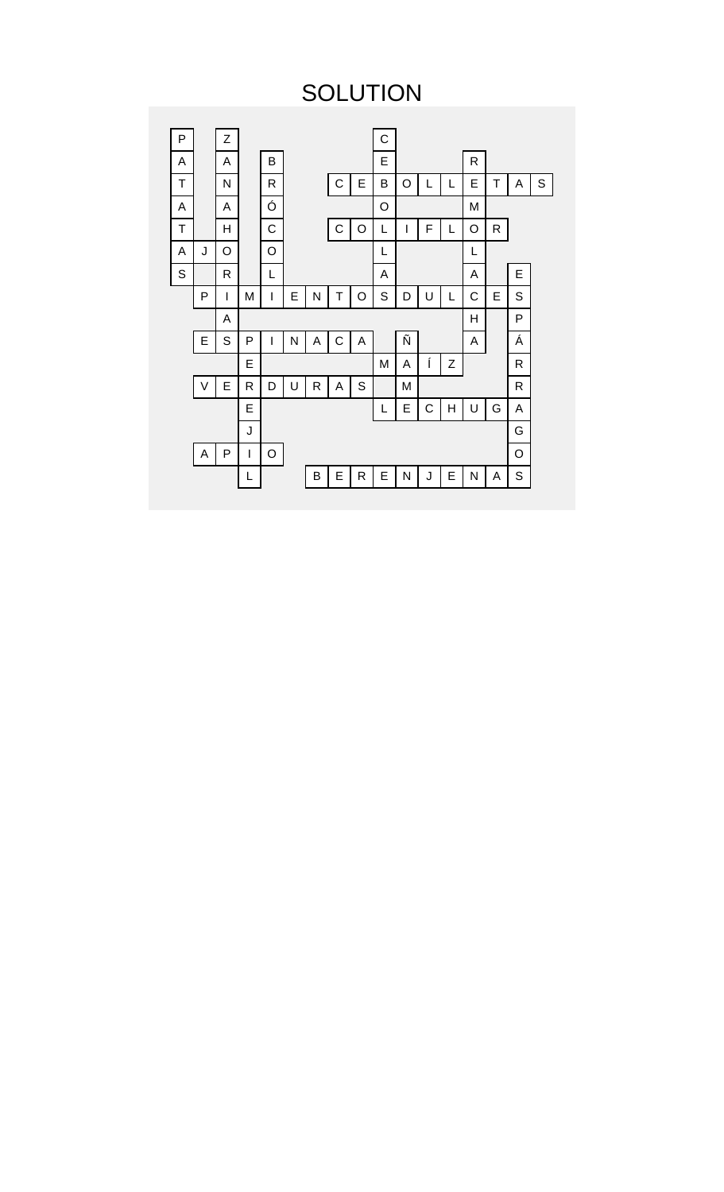# SOLUTION

| | | | | | | | | | | | | | | | | |
|---|---|---|---|---|---|---|---|---|---|---|---|---|---|---|---|---|
| P | | Z | | | | | | | C | | | | | | | |
| A | | A | | B | | | | | E | | | | R | | | |
| T | | N | | R | | | C | E | B | O | L | L | E | T | A | S |
| A | | A | | Ó | | | | | O | | | | M | | | |
| T | | H | | C | | | C | O | L | I | F | L | O | R | | |
| A | J | O | | O | | | | | L | | | | L | | | |
| S | | R | | L | | | | | A | | | | A | | E | |
| | P | I | M | I | E | N | T | O | S | D | U | L | C | E | S | |
| | | A | | | | | | | | | | | H | | P | |
| | E | S | P | I | N | A | C | A | | Ñ | | | A | | Á | |
| | | | E | | | | | | M | A | Í | Z | | | R | |
| | V | E | R | D | U | R | A | S | | M | | | | | R | |
| | | | E | | | | | | L | E | C | H | U | G | A | |
| | | | J | | | | | | | | | | | | G | |
| | A | P | I | O | | | | | | | | | | | O | |
| | | | L | | | B | E | R | E | N | J | E | N | A | S | |